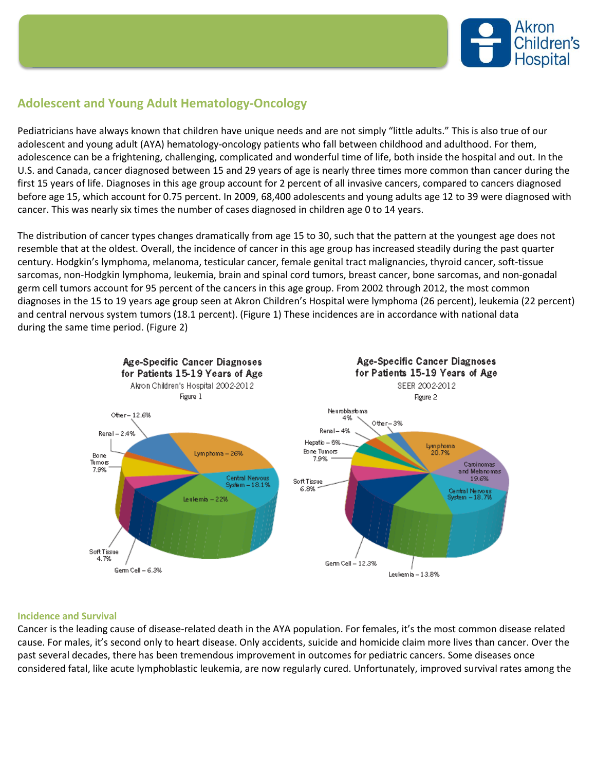## Adolescent and Young Adult Hematology-Oncology

Pediatricians have always known that children have unique needs and are not simply "little adults." This is also true of our adolescent and young adult (AYA) hematology-oncology patients who fall between childhood and adulthood. For them, adolescence can be a frightening, challenging, complicated and wonderful time of life, both inside the hospital and out. In the U.S. and Canada, cancer diagnosed between 15 and 29 years of age is nearly three times more common than cancer during the first 15 years of life. Diagnoses in this age group account for 2 percent of all invasive cancers, compared to cancers diagnosed before age 15, which account for 0.75 percent. In 2009, 68,400 adolescents and young adults age 12 to 39 were diagnosed with cancer. This was nearly six times the number of cases diagnosed in children age 0 to 14 years.

The distribution of cancer types changes dramatically from age 15 to 30, such that the pattern at the youngest age does not resemble that at the oldest. Overall, the incidence of cancer in this age group has increased steadily during the past quarter century. Hodgkin's lymphoma, melanoma, testicular cancer, female genital tract malignancies, thyroid cancer, soft-tissue sarcomas, non-Hodgkin lymphoma, leukemia, brain and spinal cord tumors, breast cancer, bone sarcomas, and non-gonadal germ cell tumors account for 95 percent of the cancers in this age group. From 2002 through 2012, the most common diagnoses in the 15 to 19 years age group seen at Akron Children's Hospital were lymphoma (26 percent), leukemia (22 percent) and central nervous system tumors (18.1 percent). (Figure 1) These incidences are in accordance with national data during the same time period. (Figure 2)

**Age-Specific Cancer Diagnoses for Patients 15-19 Years of Age**
Akron Children's Hospital 2002-2012
Figure 1

| Diagnosis | Percent |
|---|---|
| Lymphoma | 26% |
| Central Nervous System | 18.1% |
| Leukemia | 22% |
| Germ Cell | 6.3% |
| Soft Tissue | 4.7% |
| Bone Tumors | 7.9% |
| Renal | 2.4% |
| Other | 12.6% |

**Age-Specific Cancer Diagnoses for Patients 15-19 Years of Age**
SEER 2002-2012
Figure 2

| Diagnosis | Percent |
|---|---|
| Lymphoma | 20.7% |
| Carcinomas and Melanomas | 19.6% |
| Central Nervous System | 18.7% |
| Leukemia | 13.8% |
| Germ Cell | 12.3% |
| Soft Tissue | 6.8% |
| Bone Tumors | 7.9% |
| Hepatic | 6% |
| Renal | 4% |
| Neuroblastoma | 4% |
| Other | 3% |

### Incidence and Survival

Cancer is the leading cause of disease-related death in the AYA population. For females, it's the most common disease related cause. For males, it's second only to heart disease. Only accidents, suicide and homicide claim more lives than cancer. Over the past several decades, there has been tremendous improvement in outcomes for pediatric cancers. Some diseases once considered fatal, like acute lymphoblastic leukemia, are now regularly cured. Unfortunately, improved survival rates among the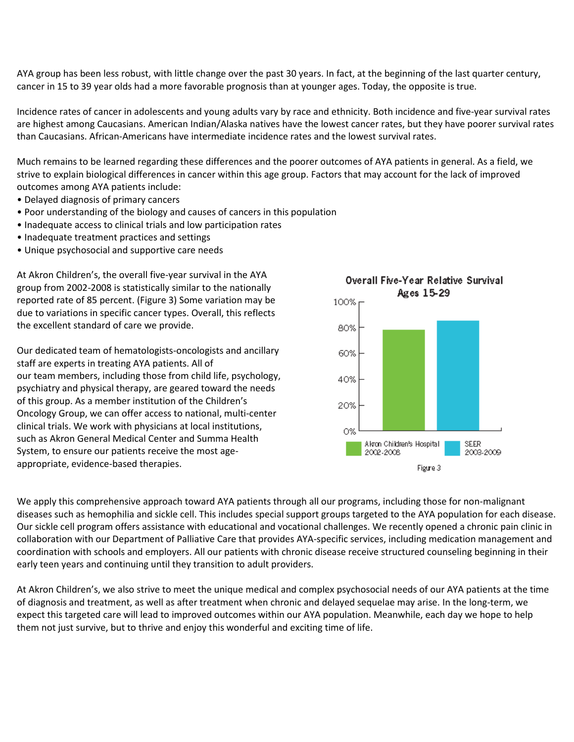AYA group has been less robust, with little change over the past 30 years. In fact, at the beginning of the last quarter century, cancer in 15 to 39 year olds had a more favorable prognosis than at younger ages. Today, the opposite is true.

Incidence rates of cancer in adolescents and young adults vary by race and ethnicity. Both incidence and five-year survival rates are highest among Caucasians. American Indian/Alaska natives have the lowest cancer rates, but they have poorer survival rates than Caucasians. African-Americans have intermediate incidence rates and the lowest survival rates.

Much remains to be learned regarding these differences and the poorer outcomes of AYA patients in general. As a field, we strive to explain biological differences in cancer within this age group. Factors that may account for the lack of improved outcomes among AYA patients include:

- Delayed diagnosis of primary cancers
- Poor understanding of the biology and causes of cancers in this population
- Inadequate access to clinical trials and low participation rates
- Inadequate treatment practices and settings
- Unique psychosocial and supportive care needs

At Akron Children's, the overall five-year survival in the AYA group from 2002-2008 is statistically similar to the nationally reported rate of 85 percent. (Figure 3) Some variation may be due to variations in specific cancer types. Overall, this reflects the excellent standard of care we provide.

Our dedicated team of hematologists-oncologists and ancillary staff are experts in treating AYA patients. All of our team members, including those from child life, psychology, psychiatry and physical therapy, are geared toward the needs of this group. As a member institution of the Children's Oncology Group, we can offer access to national, multi-center clinical trials. We work with physicians at local institutions, such as Akron General Medical Center and Summa Health System, to ensure our patients receive the most age-appropriate, evidence-based therapies.

Overall Five-Year Relative Survival
Ages 15-29

100%
80%
60%
40%
20%
0%

Akron Children's Hospital 2002-2008
SEER 2003-2009

Figure 3

We apply this comprehensive approach toward AYA patients through all our programs, including those for non-malignant diseases such as hemophilia and sickle cell. This includes special support groups targeted to the AYA population for each disease. Our sickle cell program offers assistance with educational and vocational challenges. We recently opened a chronic pain clinic in collaboration with our Department of Palliative Care that provides AYA-specific services, including medication management and coordination with schools and employers. All our patients with chronic disease receive structured counseling beginning in their early teen years and continuing until they transition to adult providers.

At Akron Children's, we also strive to meet the unique medical and complex psychosocial needs of our AYA patients at the time of diagnosis and treatment, as well as after treatment when chronic and delayed sequelae may arise. In the long-term, we expect this targeted care will lead to improved outcomes within our AYA population. Meanwhile, each day we hope to help them not just survive, but to thrive and enjoy this wonderful and exciting time of life.